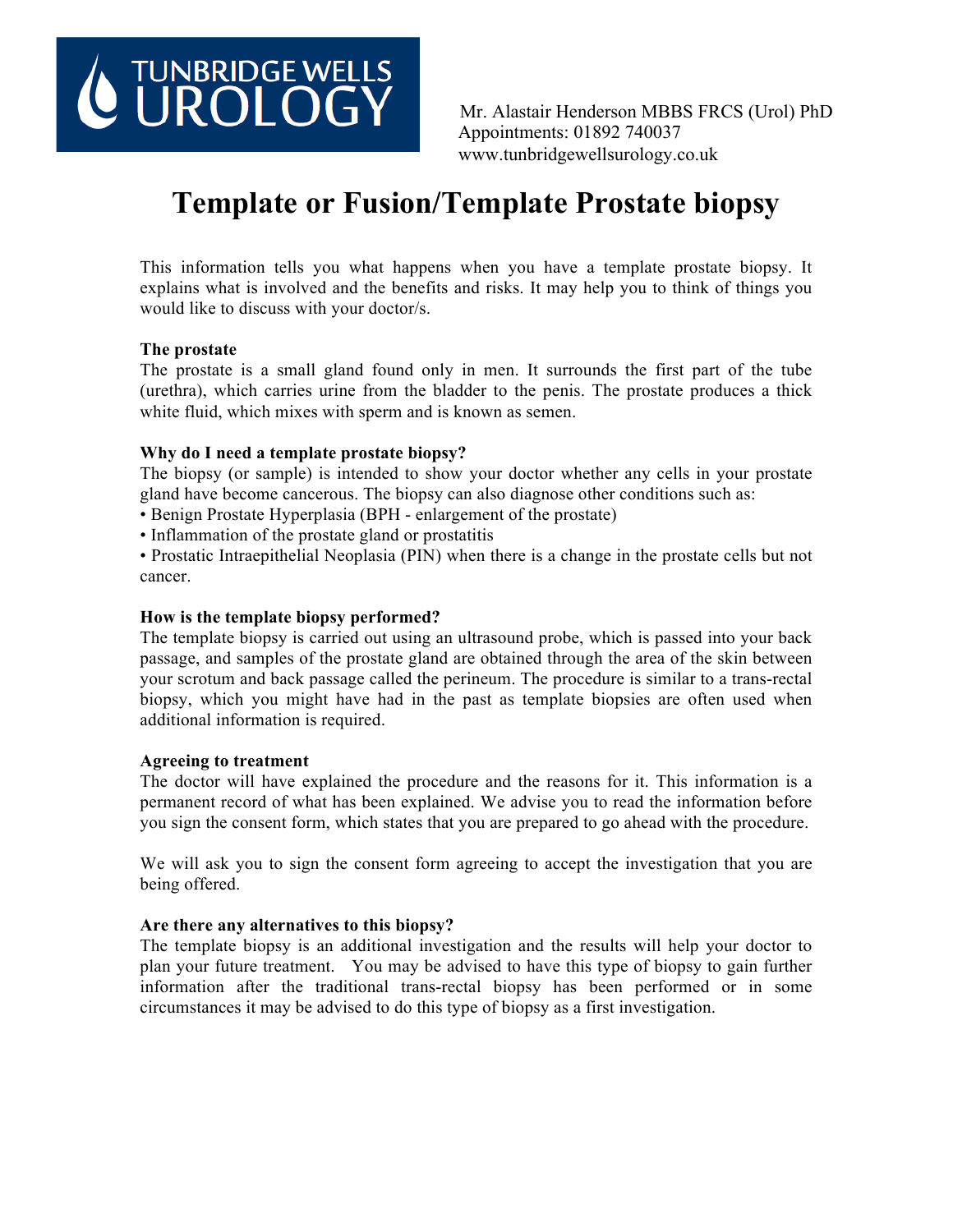TUNBRIDGE WELLS UROLOGY

Mr. Alastair Henderson MBBS FRCS (Urol) PhD
Appointments: 01892 740037
www.tunbridgewellsurology.co.uk

# Template or Fusion/Template Prostate biopsy

This information tells you what happens when you have a template prostate biopsy. It explains what is involved and the benefits and risks. It may help you to think of things you would like to discuss with your doctor/s.

**The prostate**
The prostate is a small gland found only in men. It surrounds the first part of the tube (urethra), which carries urine from the bladder to the penis. The prostate produces a thick white fluid, which mixes with sperm and is known as semen.

**Why do I need a template prostate biopsy?**
The biopsy (or sample) is intended to show your doctor whether any cells in your prostate gland have become cancerous. The biopsy can also diagnose other conditions such as:

- Benign Prostate Hyperplasia (BPH - enlargement of the prostate)
- Inflammation of the prostate gland or prostatitis
- Prostatic Intraepithelial Neoplasia (PIN) when there is a change in the prostate cells but not cancer.

**How is the template biopsy performed?**
The template biopsy is carried out using an ultrasound probe, which is passed into your back passage, and samples of the prostate gland are obtained through the area of the skin between your scrotum and back passage called the perineum. The procedure is similar to a trans-rectal biopsy, which you might have had in the past as template biopsies are often used when additional information is required.

**Agreeing to treatment**
The doctor will have explained the procedure and the reasons for it. This information is a permanent record of what has been explained. We advise you to read the information before you sign the consent form, which states that you are prepared to go ahead with the procedure.

We will ask you to sign the consent form agreeing to accept the investigation that you are being offered.

**Are there any alternatives to this biopsy?**
The template biopsy is an additional investigation and the results will help your doctor to plan your future treatment. You may be advised to have this type of biopsy to gain further information after the traditional trans-rectal biopsy has been performed or in some circumstances it may be advised to do this type of biopsy as a first investigation.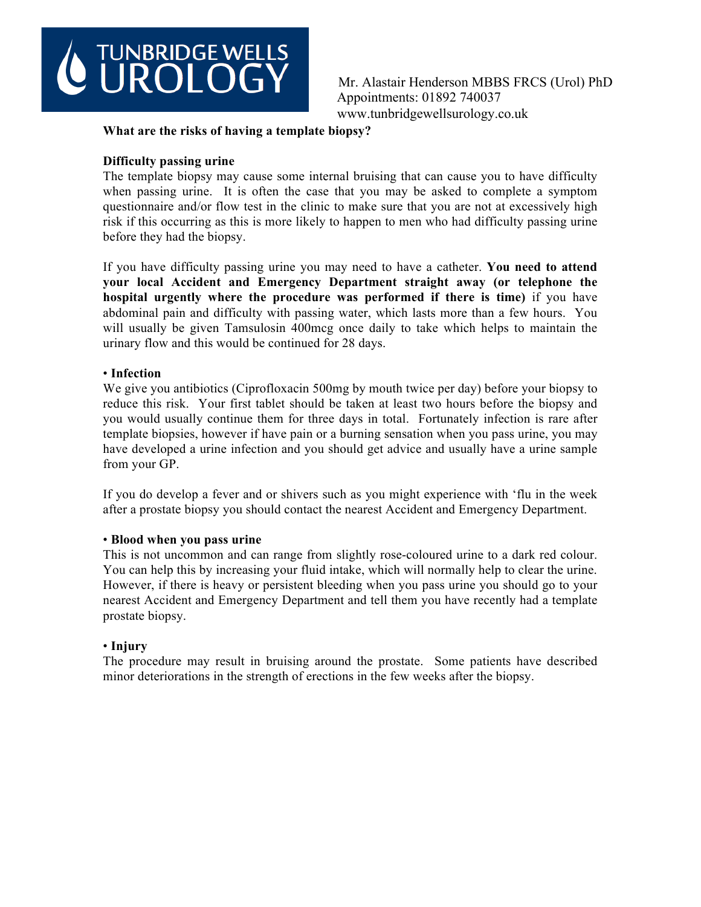**What are the risks of having a template biopsy?**

**Difficulty passing urine**

The template biopsy may cause some internal bruising that can cause you to have difficulty when passing urine. It is often the case that you may be asked to complete a symptom questionnaire and/or flow test in the clinic to make sure that you are not at excessively high risk if this occurring as this is more likely to happen to men who had difficulty passing urine before they had the biopsy.

If you have difficulty passing urine you may need to have a catheter. **You need to attend your local Accident and Emergency Department straight away (or telephone the hospital urgently where the procedure was performed if there is time)** if you have abdominal pain and difficulty with passing water, which lasts more than a few hours. You will usually be given Tamsulosin 400mcg once daily to take which helps to maintain the urinary flow and this would be continued for 28 days.

• **Infection**

We give you antibiotics (Ciprofloxacin 500mg by mouth twice per day) before your biopsy to reduce this risk. Your first tablet should be taken at least two hours before the biopsy and you would usually continue them for three days in total. Fortunately infection is rare after template biopsies, however if have pain or a burning sensation when you pass urine, you may have developed a urine infection and you should get advice and usually have a urine sample from your GP.

If you do develop a fever and or shivers such as you might experience with 'flu in the week after a prostate biopsy you should contact the nearest Accident and Emergency Department.

• **Blood when you pass urine**

This is not uncommon and can range from slightly rose-coloured urine to a dark red colour. You can help this by increasing your fluid intake, which will normally help to clear the urine. However, if there is heavy or persistent bleeding when you pass urine you should go to your nearest Accident and Emergency Department and tell them you have recently had a template prostate biopsy.

• **Injury**

The procedure may result in bruising around the prostate. Some patients have described minor deteriorations in the strength of erections in the few weeks after the biopsy.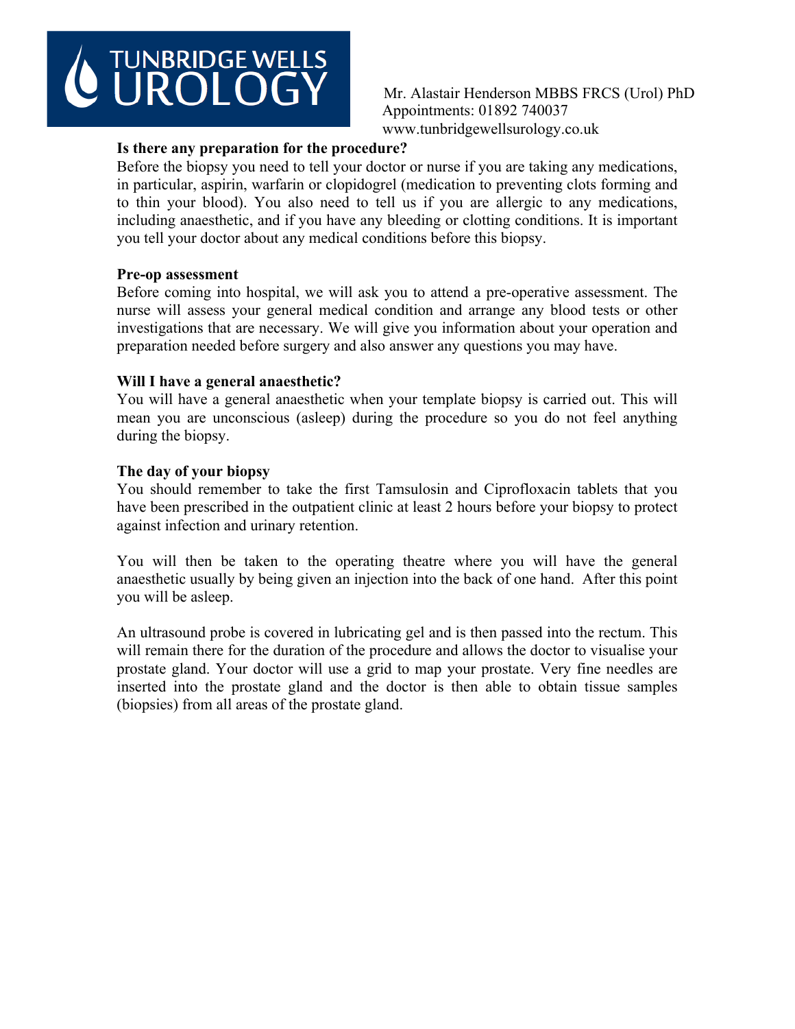### Is there any preparation for the procedure?

Before the biopsy you need to tell your doctor or nurse if you are taking any medications, in particular, aspirin, warfarin or clopidogrel (medication to preventing clots forming and to thin your blood). You also need to tell us if you are allergic to any medications, including anaesthetic, and if you have any bleeding or clotting conditions. It is important you tell your doctor about any medical conditions before this biopsy.

### Pre-op assessment

Before coming into hospital, we will ask you to attend a pre-operative assessment. The nurse will assess your general medical condition and arrange any blood tests or other investigations that are necessary. We will give you information about your operation and preparation needed before surgery and also answer any questions you may have.

### Will I have a general anaesthetic?

You will have a general anaesthetic when your template biopsy is carried out. This will mean you are unconscious (asleep) during the procedure so you do not feel anything during the biopsy.

### The day of your biopsy

You should remember to take the first Tamsulosin and Ciprofloxacin tablets that you have been prescribed in the outpatient clinic at least 2 hours before your biopsy to protect against infection and urinary retention.

You will then be taken to the operating theatre where you will have the general anaesthetic usually by being given an injection into the back of one hand. After this point you will be asleep.

An ultrasound probe is covered in lubricating gel and is then passed into the rectum. This will remain there for the duration of the procedure and allows the doctor to visualise your prostate gland. Your doctor will use a grid to map your prostate. Very fine needles are inserted into the prostate gland and the doctor is then able to obtain tissue samples (biopsies) from all areas of the prostate gland.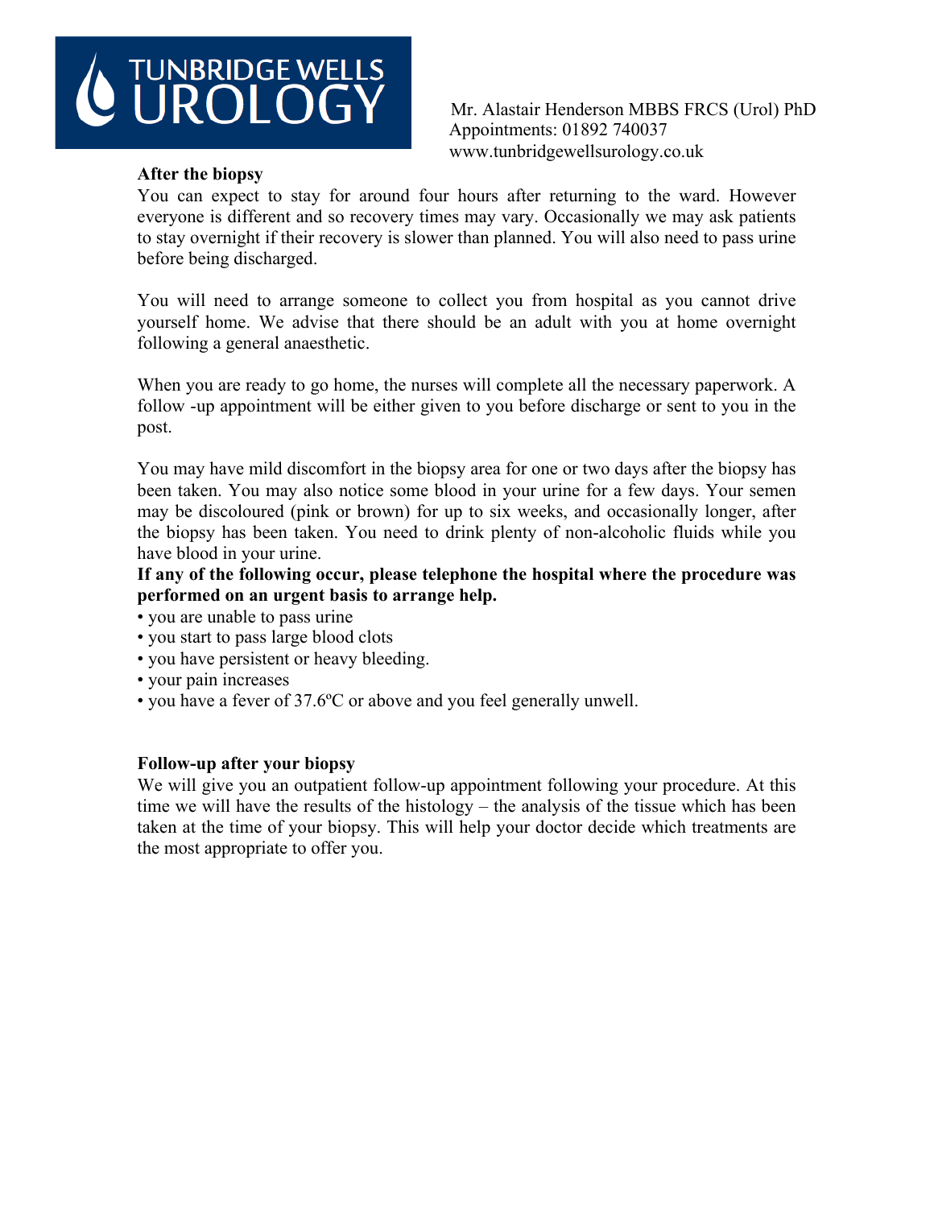Mr. Alastair Henderson MBBS FRCS (Urol) PhD
Appointments: 01892 740037
www.tunbridgewellsurology.co.uk

**After the biopsy**

You can expect to stay for around four hours after returning to the ward. However everyone is different and so recovery times may vary. Occasionally we may ask patients to stay overnight if their recovery is slower than planned. You will also need to pass urine before being discharged.

You will need to arrange someone to collect you from hospital as you cannot drive yourself home. We advise that there should be an adult with you at home overnight following a general anaesthetic.

When you are ready to go home, the nurses will complete all the necessary paperwork. A follow -up appointment will be either given to you before discharge or sent to you in the post.

You may have mild discomfort in the biopsy area for one or two days after the biopsy has been taken. You may also notice some blood in your urine for a few days. Your semen may be discoloured (pink or brown) for up to six weeks, and occasionally longer, after the biopsy has been taken. You need to drink plenty of non-alcoholic fluids while you have blood in your urine.

**If any of the following occur, please telephone the hospital where the procedure was performed on an urgent basis to arrange help.**

- you are unable to pass urine
- you start to pass large blood clots
- you have persistent or heavy bleeding.
- your pain increases
- you have a fever of 37.6ºC or above and you feel generally unwell.

**Follow-up after your biopsy**

We will give you an outpatient follow-up appointment following your procedure. At this time we will have the results of the histology – the analysis of the tissue which has been taken at the time of your biopsy. This will help your doctor decide which treatments are the most appropriate to offer you.